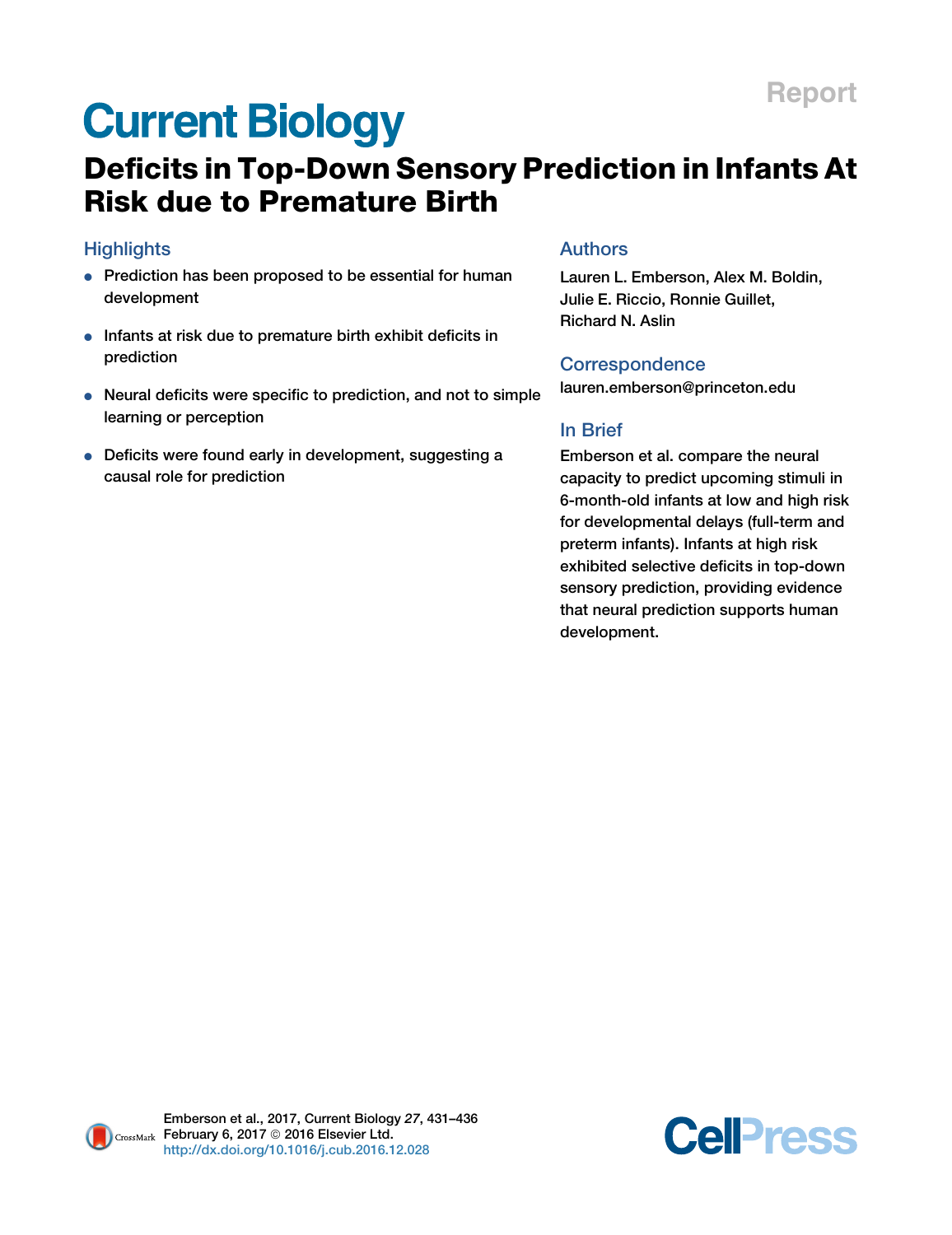Report

# Current Biology

## Deficits in Top-Down Sensory Prediction in Infants At Risk due to Premature Birth

### Highlights

- Prediction has been proposed to be essential for human development
- Infants at risk due to premature birth exhibit deficits in prediction
- Neural deficits were specific to prediction, and not to simple learning or perception
- Deficits were found early in development, suggesting a causal role for prediction

### Authors

Lauren L. Emberson, Alex M. Boldin, Julie E. Riccio, Ronnie Guillet, Richard N. Aslin

### Correspondence

lauren.emberson@princeton.edu

### In Brief

Emberson et al. compare the neural capacity to predict upcoming stimuli in 6-month-old infants at low and high risk for developmental delays (full-term and preterm infants). Infants at high risk exhibited selective deficits in top-down sensory prediction, providing evidence that neural prediction supports human development.

Emberson et al., 2017, Current Biology *27*, 431–436
February 6, 2017 © 2016 Elsevier Ltd.
http://dx.doi.org/10.1016/j.cub.2016.12.028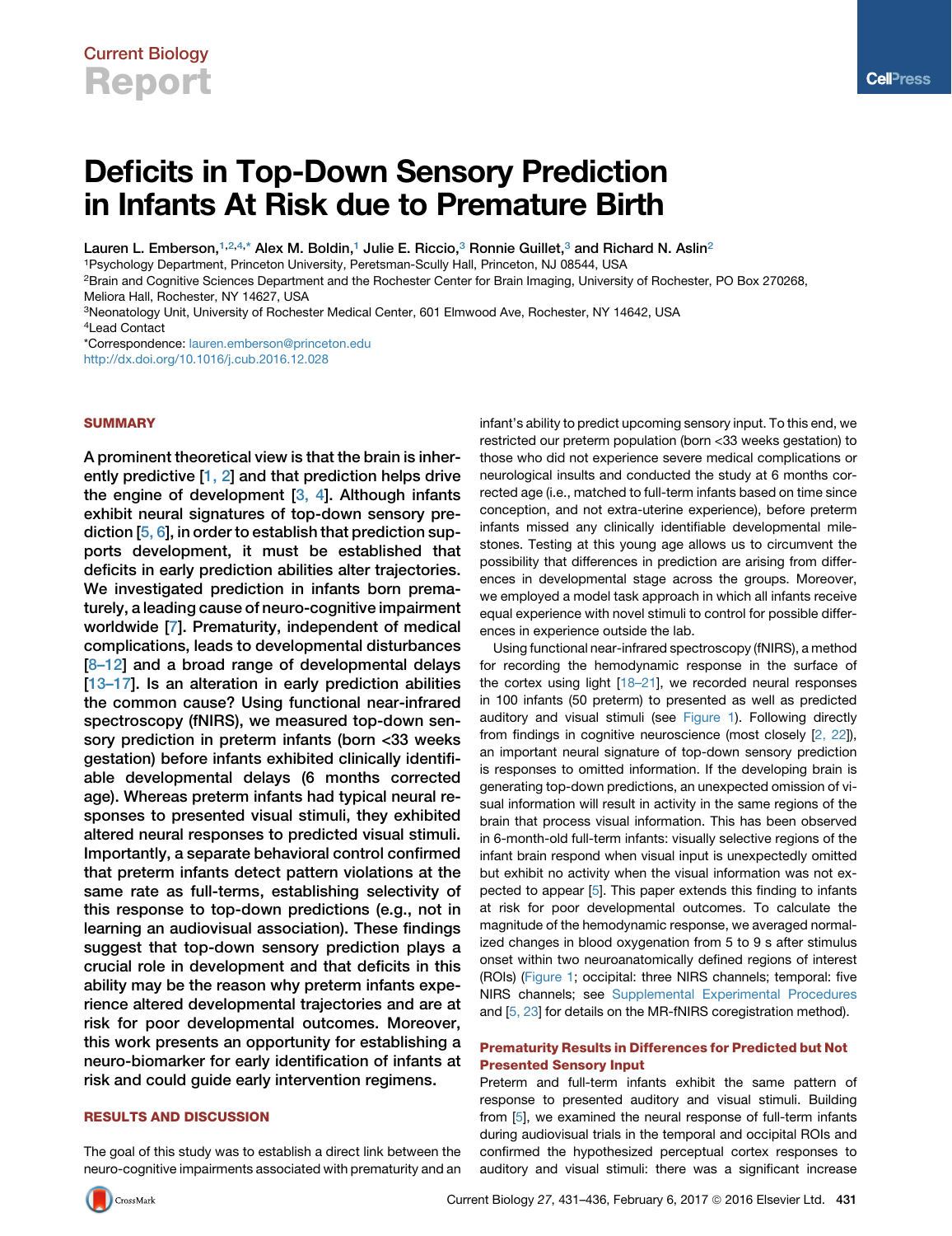Current Biology

# Report

# Deficits in Top-Down Sensory Prediction in Infants At Risk due to Premature Birth

Lauren L. Emberson,[1,2,4,*] Alex M. Boldin,[1] Julie E. Riccio,[3] Ronnie Guillet,[3] and Richard N. Aslin[2]

[1]Psychology Department, Princeton University, Peretsman-Scully Hall, Princeton, NJ 08544, USA

[2]Brain and Cognitive Sciences Department and the Rochester Center for Brain Imaging, University of Rochester, PO Box 270268, Meliora Hall, Rochester, NY 14627, USA

[3]Neonatology Unit, University of Rochester Medical Center, 601 Elmwood Ave, Rochester, NY 14642, USA

[4]Lead Contact

*Correspondence: lauren.emberson@princeton.edu

http://dx.doi.org/10.1016/j.cub.2016.12.028

## SUMMARY

**A prominent theoretical view is that the brain is inherently predictive [1, 2] and that prediction helps drive the engine of development [3, 4]. Although infants exhibit neural signatures of top-down sensory prediction [5, 6], in order to establish that prediction supports development, it must be established that deficits in early prediction abilities alter trajectories. We investigated prediction in infants born prematurely, a leading cause of neuro-cognitive impairment worldwide [7]. Prematurity, independent of medical complications, leads to developmental disturbances [8–12] and a broad range of developmental delays [13–17]. Is an alteration in early prediction abilities the common cause? Using functional near-infrared spectroscopy (fNIRS), we measured top-down sensory prediction in preterm infants (born <33 weeks gestation) before infants exhibited clinically identifiable developmental delays (6 months corrected age). Whereas preterm infants had typical neural responses to presented visual stimuli, they exhibited altered neural responses to predicted visual stimuli. Importantly, a separate behavioral control confirmed that preterm infants detect pattern violations at the same rate as full-terms, establishing selectivity of this response to top-down predictions (e.g., not in learning an audiovisual association). These findings suggest that top-down sensory prediction plays a crucial role in development and that deficits in this ability may be the reason why preterm infants experience altered developmental trajectories and are at risk for poor developmental outcomes. Moreover, this work presents an opportunity for establishing a neuro-biomarker for early identification of infants at risk and could guide early intervention regimens.**

## RESULTS AND DISCUSSION

The goal of this study was to establish a direct link between the neuro-cognitive impairments associated with prematurity and an infant's ability to predict upcoming sensory input. To this end, we restricted our preterm population (born <33 weeks gestation) to those who did not experience severe medical complications or neurological insults and conducted the study at 6 months corrected age (i.e., matched to full-term infants based on time since conception, and not extra-uterine experience), before preterm infants missed any clinically identifiable developmental milestones. Testing at this young age allows us to circumvent the possibility that differences in prediction are arising from differences in developmental stage across the groups. Moreover, we employed a model task approach in which all infants receive equal experience with novel stimuli to control for possible differences in experience outside the lab.

Using functional near-infrared spectroscopy (fNIRS), a method for recording the hemodynamic response in the surface of the cortex using light [18–21], we recorded neural responses in 100 infants (50 preterm) to presented as well as predicted auditory and visual stimuli (see Figure 1). Following directly from findings in cognitive neuroscience (most closely [2, 22]), an important neural signature of top-down sensory prediction is responses to omitted information. If the developing brain is generating top-down predictions, an unexpected omission of visual information will result in activity in the same regions of the brain that process visual information. This has been observed in 6-month-old full-term infants: visually selective regions of the infant brain respond when visual input is unexpectedly omitted but exhibit no activity when the visual information was not expected to appear [5]. This paper extends this finding to infants at risk for poor developmental outcomes. To calculate the magnitude of the hemodynamic response, we averaged normalized changes in blood oxygenation from 5 to 9 s after stimulus onset within two neuroanatomically defined regions of interest (ROIs) (Figure 1; occipital: three NIRS channels; temporal: five NIRS channels; see Supplemental Experimental Procedures and [5, 23] for details on the MR-fNIRS coregistration method).

### Prematurity Results in Differences for Predicted but Not Presented Sensory Input

Preterm and full-term infants exhibit the same pattern of response to presented auditory and visual stimuli. Building from [5], we examined the neural response of full-term infants during audiovisual trials in the temporal and occipital ROIs and confirmed the hypothesized perceptual cortex responses to auditory and visual stimuli: there was a significant increase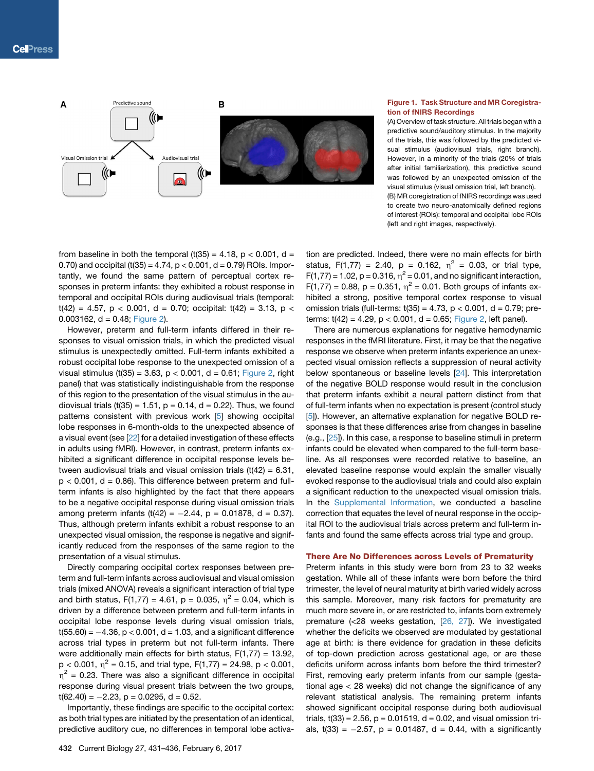**Figure 1. Task Structure and MR Coregistration of fNIRS Recordings**

(A) Overview of task structure. All trials began with a predictive sound/auditory stimulus. In the majority of the trials, this was followed by the predicted visual stimulus (audiovisual trials, right branch). However, in a minority of the trials (20% of trials after initial familiarization), this predictive sound was followed by an unexpected omission of the visual stimulus (visual omission trial, left branch).

(B) MR coregistration of fNIRS recordings was used to create two neuro-anatomically defined regions of interest (ROIs): temporal and occipital lobe ROIs (left and right images, respectively).

from baseline in both the temporal ($t(35) = 4.18$, $p < 0.001$, $d = 0.70$) and occipital ($t(35) = 4.74$, $p < 0.001$, $d = 0.79$) ROIs. Importantly, we found the same pattern of perceptual cortex responses in preterm infants: they exhibited a robust response in temporal and occipital ROIs during audiovisual trials (temporal: $t(42) = 4.57$, $p < 0.001$, $d = 0.70$; occipital: $t(42) = 3.13$, $p < 0.003162$, $d = 0.48$; Figure 2).

However, preterm and full-term infants differed in their responses to visual omission trials, in which the predicted visual stimulus is unexpectedly omitted. Full-term infants exhibited a robust occipital lobe response to the unexpected omission of a visual stimulus ($t(35) = 3.63$, $p < 0.001$, $d = 0.61$; Figure 2, right panel) that was statistically indistinguishable from the response of this region to the presentation of the visual stimulus in the audiovisual trials ($t(35) = 1.51$, $p = 0.14$, $d = 0.22$). Thus, we found patterns consistent with previous work [5] showing occipital lobe responses in 6-month-olds to the unexpected absence of a visual event (see [22] for a detailed investigation of these effects in adults using fMRI). However, in contrast, preterm infants exhibited a significant difference in occipital response levels between audiovisual trials and visual omission trials ($t(42) = 6.31$, $p < 0.001$, $d = 0.86$). This difference between preterm and full-term infants is also highlighted by the fact that there appears to be a negative occipital response during visual omission trials among preterm infants ($t(42) = -2.44$, $p = 0.01878$, $d = 0.37$). Thus, although preterm infants exhibit a robust response to an unexpected visual omission, the response is negative and significantly reduced from the responses of the same region to the presentation of a visual stimulus.

Directly comparing occipital cortex responses between preterm and full-term infants across audiovisual and visual omission trials (mixed ANOVA) reveals a significant interaction of trial type and birth status, $F(1,77) = 4.61$, $p = 0.035$, $\eta^2 = 0.04$, which is driven by a difference between preterm and full-term infants in occipital lobe response levels during visual omission trials, $t(55.60) = -4.36$, $p < 0.001$, $d = 1.03$, and a significant difference across trial types in preterm but not full-term infants. There were additionally main effects for birth status, $F(1,77) = 13.92$, $p < 0.001$, $\eta^2 = 0.15$, and trial type, $F(1,77) = 24.98$, $p < 0.001$, $\eta^2 = 0.23$. There was also a significant difference in occipital response during visual present trials between the two groups, $t(62.40) = -2.23$, $p = 0.0295$, $d = 0.52$.

Importantly, these findings are specific to the occipital cortex: as both trial types are initiated by the presentation of an identical, predictive auditory cue, no differences in temporal lobe activation are predicted. Indeed, there were no main effects for birth status, $F(1,77) = 2.40$, $p = 0.162$, $\eta^2 = 0.03$, or trial type, $F(1,77) = 1.02$, $p = 0.316$, $\eta^2 = 0.01$, and no significant interaction, $F(1,77) = 0.88$, $p = 0.351$, $\eta^2 = 0.01$. Both groups of infants exhibited a strong, positive temporal cortex response to visual omission trials (full-terms: $t(35) = 4.73$, $p < 0.001$, $d = 0.79$; preterms: $t(42) = 4.29$, $p < 0.001$, $d = 0.65$; Figure 2, left panel).

There are numerous explanations for negative hemodynamic responses in the fMRI literature. First, it may be that the negative response we observe when preterm infants experience an unexpected visual omission reflects a suppression of neural activity below spontaneous or baseline levels [24]. This interpretation of the negative BOLD response would result in the conclusion that preterm infants exhibit a neural pattern distinct from that of full-term infants when no expectation is present (control study [5]). However, an alternative explanation for negative BOLD responses is that these differences arise from changes in baseline (e.g., [25]). In this case, a response to baseline stimuli in preterm infants could be elevated when compared to the full-term baseline. As all responses were recorded relative to baseline, an elevated baseline response would explain the smaller visually evoked response to the audiovisual trials and could also explain a significant reduction to the unexpected visual omission trials. In the Supplemental Information, we conducted a baseline correction that equates the level of neural response in the occipital ROI to the audiovisual trials across preterm and full-term infants and found the same effects across trial type and group.

## There Are No Differences across Levels of Prematurity

Preterm infants in this study were born from 23 to 32 weeks gestation. While all of these infants were born before the third trimester, the level of neural maturity at birth varied widely across this sample. Moreover, many risk factors for prematurity are much more severe in, or are restricted to, infants born extremely premature (<28 weeks gestation, [26, 27]). We investigated whether the deficits we observed are modulated by gestational age at birth: is there evidence for gradation in these deficits of top-down prediction across gestational age, or are these deficits uniform across infants born before the third trimester? First, removing early preterm infants from our sample (gestational age < 28 weeks) did not change the significance of any relevant statistical analysis. The remaining preterm infants showed significant occipital response during both audiovisual trials, $t(33) = 2.56$, $p = 0.01519$, $d = 0.02$, and visual omission trials, $t(33) = -2.57$, $p = 0.01487$, $d = 0.44$, with a significantly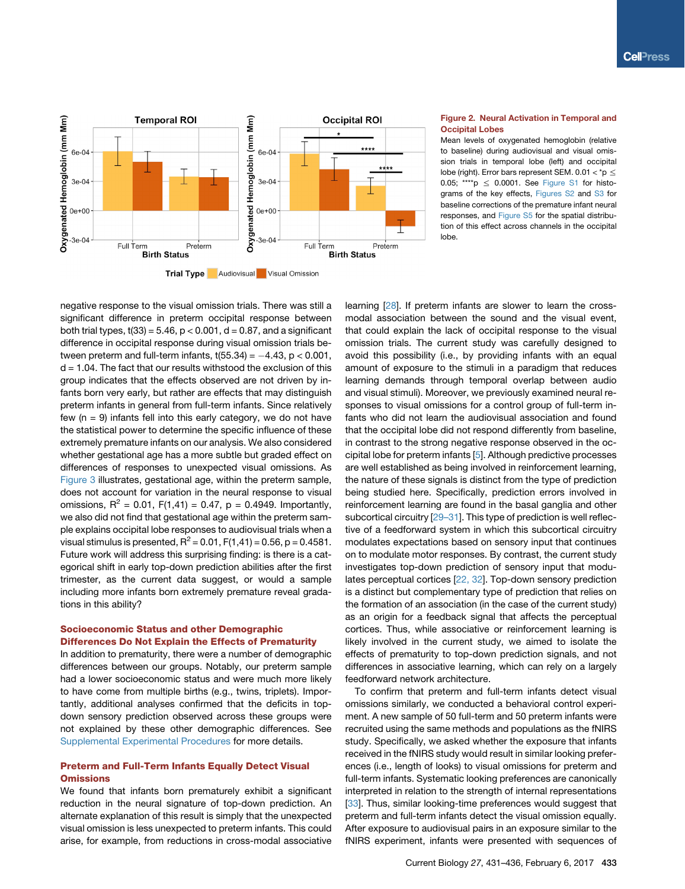Temporal ROI

Oxygenated Hemoglobin (mm Mm)

6e-04

3e-04

0e+00

-3e-04

Full Term

Preterm

Birth Status

Occipital ROI

Oxygenated Hemoglobin (mm Mm)

6e-04

3e-04

0e+00

-3e-04

*

****

****

Full Term

Preterm

Birth Status

Trial Type Audiovisual Visual Omission

**Figure 2. Neural Activation in Temporal and Occipital Lobes**

Mean levels of oxygenated hemoglobin (relative to baseline) during audiovisual and visual omission trials in temporal lobe (left) and occipital lobe (right). Error bars represent SEM. $0.01 < {}^{*}p \leq 0.05$; $^{****}p \leq 0.0001$. See Figure S1 for histograms of the key effects, Figures S2 and S3 for baseline corrections of the premature infant neural responses, and Figure S5 for the spatial distribution of this effect across channels in the occipital lobe.

negative response to the visual omission trials. There was still a significant difference in preterm occipital response between both trial types, $t(33) = 5.46$, $p < 0.001$, $d = 0.87$, and a significant difference in occipital response during visual omission trials between preterm and full-term infants, $t(55.34) = -4.43$, $p < 0.001$, $d = 1.04$. The fact that our results withstood the exclusion of this group indicates that the effects observed are not driven by infants born very early, but rather are effects that may distinguish preterm infants in general from full-term infants. Since relatively few ($n = 9$) infants fell into this early category, we do not have the statistical power to determine the specific influence of these extremely premature infants on our analysis. We also considered whether gestational age has a more subtle but graded effect on differences of responses to unexpected visual omissions. As Figure 3 illustrates, gestational age, within the preterm sample, does not account for variation in the neural response to visual omissions, $R^2 = 0.01$, $F(1,41) = 0.47$, $p = 0.4949$. Importantly, we also did not find that gestational age within the preterm sample explains occipital lobe responses to audiovisual trials when a visual stimulus is presented, $R^2 = 0.01$, $F(1,41) = 0.56$, $p = 0.4581$. Future work will address this surprising finding: is there is a categorical shift in early top-down prediction abilities after the first trimester, as the current data suggest, or would a sample including more infants born extremely premature reveal gradations in this ability?

## Socioeconomic Status and other Demographic Differences Do Not Explain the Effects of Prematurity

In addition to prematurity, there were a number of demographic differences between our groups. Notably, our preterm sample had a lower socioeconomic status and were much more likely to have come from multiple births (e.g., twins, triplets). Importantly, additional analyses confirmed that the deficits in top-down sensory prediction observed across these groups were not explained by these other demographic differences. See Supplemental Experimental Procedures for more details.

## Preterm and Full-Term Infants Equally Detect Visual Omissions

We found that infants born prematurely exhibit a significant reduction in the neural signature of top-down prediction. An alternate explanation of this result is simply that the unexpected visual omission is less unexpected to preterm infants. This could arise, for example, from reductions in cross-modal associative learning [28]. If preterm infants are slower to learn the cross-modal association between the sound and the visual event, that could explain the lack of occipital response to the visual omission trials. The current study was carefully designed to avoid this possibility (i.e., by providing infants with an equal amount of exposure to the stimuli in a paradigm that reduces learning demands through temporal overlap between audio and visual stimuli). Moreover, we previously examined neural responses to visual omissions for a control group of full-term infants who did not learn the audiovisual association and found that the occipital lobe did not respond differently from baseline, in contrast to the strong negative response observed in the occipital lobe for preterm infants [5]. Although predictive processes are well established as being involved in reinforcement learning, the nature of these signals is distinct from the type of prediction being studied here. Specifically, prediction errors involved in reinforcement learning are found in the basal ganglia and other subcortical circuitry [29–31]. This type of prediction is well reflective of a feedforward system in which this subcortical circuitry modulates expectations based on sensory input that continues on to modulate motor responses. By contrast, the current study investigates top-down prediction of sensory input that modulates perceptual cortices [22, 32]. Top-down sensory prediction is a distinct but complementary type of prediction that relies on the formation of an association (in the case of the current study) as an origin for a feedback signal that affects the perceptual cortices. Thus, while associative or reinforcement learning is likely involved in the current study, we aimed to isolate the effects of prematurity to top-down prediction signals, and not differences in associative learning, which can rely on a largely feedforward network architecture.

To confirm that preterm and full-term infants detect visual omissions similarly, we conducted a behavioral control experiment. A new sample of 50 full-term and 50 preterm infants were recruited using the same methods and populations as the fNIRS study. Specifically, we asked whether the exposure that infants received in the fNIRS study would result in similar looking preferences (i.e., length of looks) to visual omissions for preterm and full-term infants. Systematic looking preferences are canonically interpreted in relation to the strength of internal representations [33]. Thus, similar looking-time preferences would suggest that preterm and full-term infants detect the visual omission equally. After exposure to audiovisual pairs in an exposure similar to the fNIRS experiment, infants were presented with sequences of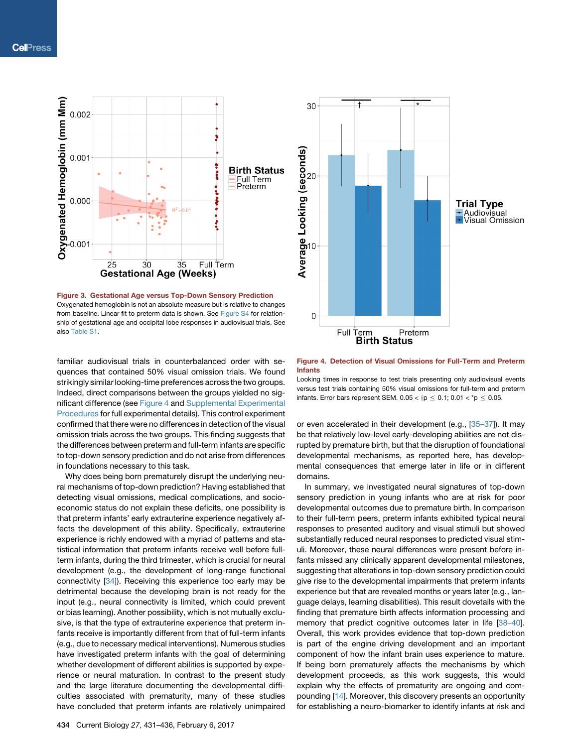**Figure 3. Gestational Age versus Top-Down Sensory Prediction**

Oxygenated hemoglobin is not an absolute measure but is relative to changes from baseline. Linear fit to preterm data is shown. See Figure S4 for relationship of gestational age and occipital lobe responses in audiovisual trials. See also Table S1.

**Figure 4. Detection of Visual Omissions for Full-Term and Preterm Infants**

Looking times in response to test trials presenting only audiovisual events versus test trials containing 50% visual omissions for full-term and preterm infants. Error bars represent SEM. $0.05 < \dagger p \leq 0.1$; $0.01 < {}^{*}p \leq 0.05$.

familiar audiovisual trials in counterbalanced order with sequences that contained 50% visual omission trials. We found strikingly similar looking-time preferences across the two groups. Indeed, direct comparisons between the groups yielded no significant difference (see Figure 4 and Supplemental Experimental Procedures for full experimental details). This control experiment confirmed that there were no differences in detection of the visual omission trials across the two groups. This finding suggests that the differences between preterm and full-term infants are specific to top-down sensory prediction and do not arise from differences in foundations necessary to this task.

Why does being born prematurely disrupt the underlying neural mechanisms of top-down prediction? Having established that detecting visual omissions, medical complications, and socioeconomic status do not explain these deficits, one possibility is that preterm infants' early extrauterine experience negatively affects the development of this ability. Specifically, extrauterine experience is richly endowed with a myriad of patterns and statistical information that preterm infants receive well before full-term infants, during the third trimester, which is crucial for neural development (e.g., the development of long-range functional connectivity [34]). Receiving this experience too early may be detrimental because the developing brain is not ready for the input (e.g., neural connectivity is limited, which could prevent or bias learning). Another possibility, which is not mutually exclusive, is that the type of extrauterine experience that preterm infants receive is importantly different from that of full-term infants (e.g., due to necessary medical interventions). Numerous studies have investigated preterm infants with the goal of determining whether development of different abilities is supported by experience or neural maturation. In contrast to the present study and the large literature documenting the developmental difficulties associated with prematurity, many of these studies have concluded that preterm infants are relatively unimpaired or even accelerated in their development (e.g., [35–37]). It may be that relatively low-level early-developing abilities are not disrupted by premature birth, but that the disruption of foundational developmental mechanisms, as reported here, has developmental consequences that emerge later in life or in different domains.

In summary, we investigated neural signatures of top-down sensory prediction in young infants who are at risk for poor developmental outcomes due to premature birth. In comparison to their full-term peers, preterm infants exhibited typical neural responses to presented auditory and visual stimuli but showed substantially reduced neural responses to predicted visual stimuli. Moreover, these neural differences were present before infants missed any clinically apparent developmental milestones, suggesting that alterations in top-down sensory prediction could give rise to the developmental impairments that preterm infants experience but that are revealed months or years later (e.g., language delays, learning disabilities). This result dovetails with the finding that premature birth affects information processing and memory that predict cognitive outcomes later in life [38–40]. Overall, this work provides evidence that top-down prediction is part of the engine driving development and an important component of how the infant brain uses experience to mature. If being born prematurely affects the mechanisms by which development proceeds, as this work suggests, this would explain why the effects of prematurity are ongoing and compounding [14]. Moreover, this discovery presents an opportunity for establishing a neuro-biomarker to identify infants at risk and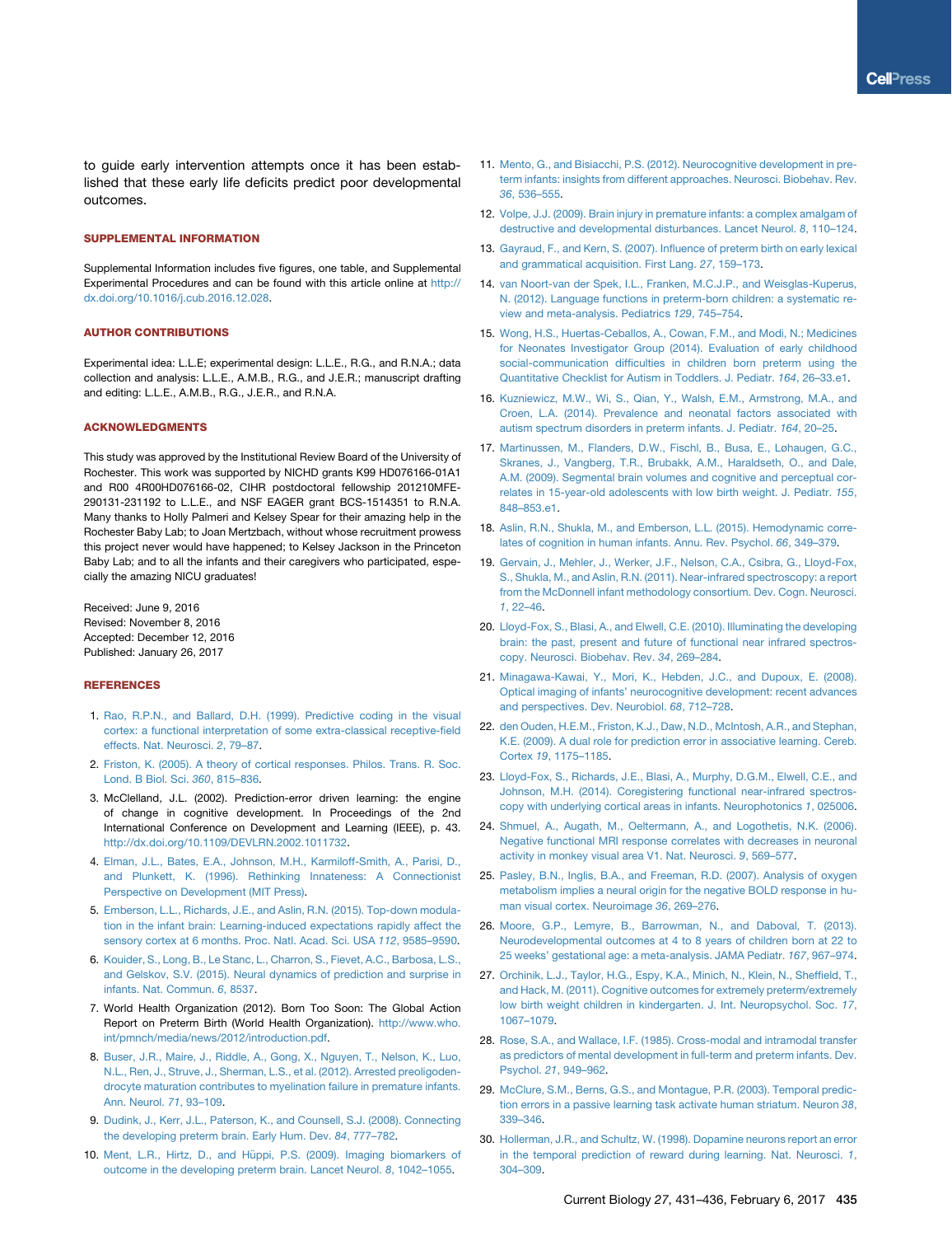to guide early intervention attempts once it has been established that these early life deficits predict poor developmental outcomes.

## SUPPLEMENTAL INFORMATION

Supplemental Information includes five figures, one table, and Supplemental Experimental Procedures and can be found with this article online at http://dx.doi.org/10.1016/j.cub.2016.12.028.

## AUTHOR CONTRIBUTIONS

Experimental idea: L.L.E; experimental design: L.L.E., R.G., and R.N.A.; data collection and analysis: L.L.E., A.M.B., R.G., and J.E.R.; manuscript drafting and editing: L.L.E., A.M.B., R.G., J.E.R., and R.N.A.

## ACKNOWLEDGMENTS

This study was approved by the Institutional Review Board of the University of Rochester. This work was supported by NICHD grants K99 HD076166-01A1 and R00 4R00HD076166-02, CIHR postdoctoral fellowship 201210MFE-290131-231192 to L.L.E., and NSF EAGER grant BCS-1514351 to R.N.A. Many thanks to Holly Palmeri and Kelsey Spear for their amazing help in the Rochester Baby Lab; to Joan Mertzbach, without whose recruitment prowess this project never would have happened; to Kelsey Jackson in the Princeton Baby Lab; and to all the infants and their caregivers who participated, especially the amazing NICU graduates!

Received: June 9, 2016
Revised: November 8, 2016
Accepted: December 12, 2016
Published: January 26, 2017

## REFERENCES

1. Rao, R.P.N., and Ballard, D.H. (1999). Predictive coding in the visual cortex: a functional interpretation of some extra-classical receptive-field effects. Nat. Neurosci. *2*, 79–87.
2. Friston, K. (2005). A theory of cortical responses. Philos. Trans. R. Soc. Lond. B Biol. Sci. *360*, 815–836.
3. McClelland, J.L. (2002). Prediction-error driven learning: the engine of change in cognitive development. In Proceedings of the 2nd International Conference on Development and Learning (IEEE), p. 43. http://dx.doi.org/10.1109/DEVLRN.2002.1011732.
4. Elman, J.L., Bates, E.A., Johnson, M.H., Karmiloff-Smith, A., Parisi, D., and Plunkett, K. (1996). Rethinking Innateness: A Connectionist Perspective on Development (MIT Press).
5. Emberson, L.L., Richards, J.E., and Aslin, R.N. (2015). Top-down modulation in the infant brain: Learning-induced expectations rapidly affect the sensory cortex at 6 months. Proc. Natl. Acad. Sci. USA *112*, 9585–9590.
6. Kouider, S., Long, B., Le Stanc, L., Charron, S., Fievet, A.C., Barbosa, L.S., and Gelskov, S.V. (2015). Neural dynamics of prediction and surprise in infants. Nat. Commun. *6*, 8537.
7. World Health Organization (2012). Born Too Soon: The Global Action Report on Preterm Birth (World Health Organization). http://www.who.int/pmnch/media/news/2012/introduction.pdf.
8. Buser, J.R., Maire, J., Riddle, A., Gong, X., Nguyen, T., Nelson, K., Luo, N.L., Ren, J., Struve, J., Sherman, L.S., et al. (2012). Arrested preoligodendrocyte maturation contributes to myelination failure in premature infants. Ann. Neurol. *71*, 93–109.
9. Dudink, J., Kerr, J.L., Paterson, K., and Counsell, S.J. (2008). Connecting the developing preterm brain. Early Hum. Dev. *84*, 777–782.
10. Ment, L.R., Hirtz, D., and Hüppi, P.S. (2009). Imaging biomarkers of outcome in the developing preterm brain. Lancet Neurol. *8*, 1042–1055.
11. Mento, G., and Bisiacchi, P.S. (2012). Neurocognitive development in preterm infants: insights from different approaches. Neurosci. Biobehav. Rev. *36*, 536–555.
12. Volpe, J.J. (2009). Brain injury in premature infants: a complex amalgam of destructive and developmental disturbances. Lancet Neurol. *8*, 110–124.
13. Gayraud, F., and Kern, S. (2007). Influence of preterm birth on early lexical and grammatical acquisition. First Lang. *27*, 159–173.
14. van Noort-van der Spek, I.L., Franken, M.C.J.P., and Weisglas-Kuperus, N. (2012). Language functions in preterm-born children: a systematic review and meta-analysis. Pediatrics *129*, 745–754.
15. Wong, H.S., Huertas-Ceballos, A., Cowan, F.M., and Modi, N.; Medicines for Neonates Investigator Group (2014). Evaluation of early childhood social-communication difficulties in children born preterm using the Quantitative Checklist for Autism in Toddlers. J. Pediatr. *164*, 26–33.e1.
16. Kuzniewicz, M.W., Wi, S., Qian, Y., Walsh, E.M., Armstrong, M.A., and Croen, L.A. (2014). Prevalence and neonatal factors associated with autism spectrum disorders in preterm infants. J. Pediatr. *164*, 20–25.
17. Martinussen, M., Flanders, D.W., Fischl, B., Busa, E., Løhaugen, G.C., Skranes, J., Vangberg, T.R., Brubakk, A.M., Haraldseth, O., and Dale, A.M. (2009). Segmental brain volumes and cognitive and perceptual correlates in 15-year-old adolescents with low birth weight. J. Pediatr. *155*, 848–853.e1.
18. Aslin, R.N., Shukla, M., and Emberson, L.L. (2015). Hemodynamic correlates of cognition in human infants. Annu. Rev. Psychol. *66*, 349–379.
19. Gervain, J., Mehler, J., Werker, J.F., Nelson, C.A., Csibra, G., Lloyd-Fox, S., Shukla, M., and Aslin, R.N. (2011). Near-infrared spectroscopy: a report from the McDonnell infant methodology consortium. Dev. Cogn. Neurosci. *1*, 22–46.
20. Lloyd-Fox, S., Blasi, A., and Elwell, C.E. (2010). Illuminating the developing brain: the past, present and future of functional near infrared spectroscopy. Neurosci. Biobehav. Rev. *34*, 269–284.
21. Minagawa-Kawai, Y., Mori, K., Hebden, J.C., and Dupoux, E. (2008). Optical imaging of infants' neurocognitive development: recent advances and perspectives. Dev. Neurobiol. *68*, 712–728.
22. den Ouden, H.E.M., Friston, K.J., Daw, N.D., McIntosh, A.R., and Stephan, K.E. (2009). A dual role for prediction error in associative learning. Cereb. Cortex *19*, 1175–1185.
23. Lloyd-Fox, S., Richards, J.E., Blasi, A., Murphy, D.G.M., Elwell, C.E., and Johnson, M.H. (2014). Coregistering functional near-infrared spectroscopy with underlying cortical areas in infants. Neurophotonics *1*, 025006.
24. Shmuel, A., Augath, M., Oeltermann, A., and Logothetis, N.K. (2006). Negative functional MRI response correlates with decreases in neuronal activity in monkey visual area V1. Nat. Neurosci. *9*, 569–577.
25. Pasley, B.N., Inglis, B.A., and Freeman, R.D. (2007). Analysis of oxygen metabolism implies a neural origin for the negative BOLD response in human visual cortex. Neuroimage *36*, 269–276.
26. Moore, G.P., Lemyre, B., Barrowman, N., and Daboval, T. (2013). Neurodevelopmental outcomes at 4 to 8 years of children born at 22 to 25 weeks' gestational age: a meta-analysis. JAMA Pediatr. *167*, 967–974.
27. Orchinik, L.J., Taylor, H.G., Espy, K.A., Minich, N., Klein, N., Sheffield, T., and Hack, M. (2011). Cognitive outcomes for extremely preterm/extremely low birth weight children in kindergarten. J. Int. Neuropsychol. Soc. *17*, 1067–1079.
28. Rose, S.A., and Wallace, I.F. (1985). Cross-modal and intramodal transfer as predictors of mental development in full-term and preterm infants. Dev. Psychol. *21*, 949–962.
29. McClure, S.M., Berns, G.S., and Montague, P.R. (2003). Temporal prediction errors in a passive learning task activate human striatum. Neuron *38*, 339–346.
30. Hollerman, J.R., and Schultz, W. (1998). Dopamine neurons report an error in the temporal prediction of reward during learning. Nat. Neurosci. *1*, 304–309.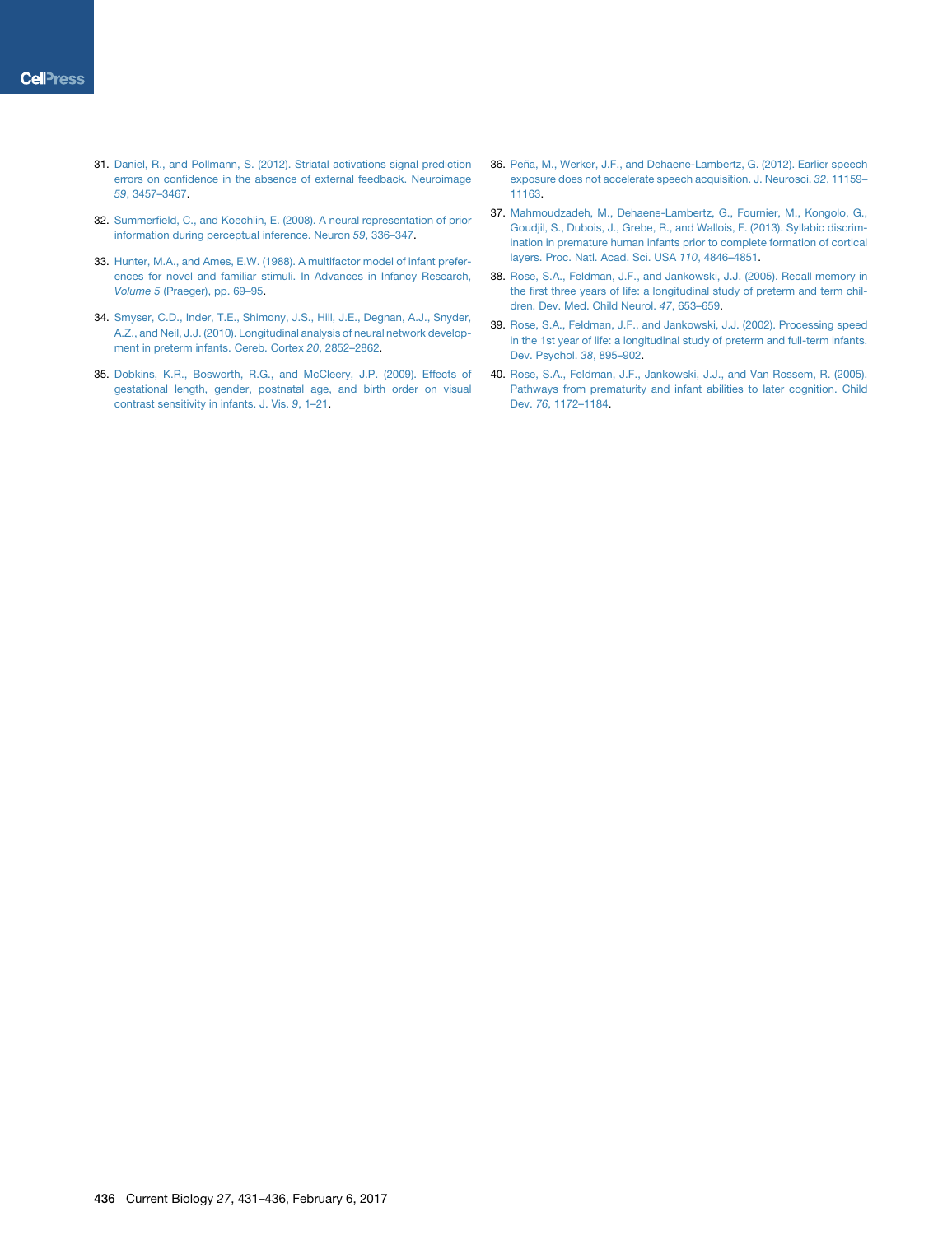31. Daniel, R., and Pollmann, S. (2012). Striatal activations signal prediction errors on confidence in the absence of external feedback. Neuroimage *59*, 3457–3467.

32. Summerfield, C., and Koechlin, E. (2008). A neural representation of prior information during perceptual inference. Neuron *59*, 336–347.

33. Hunter, M.A., and Ames, E.W. (1988). A multifactor model of infant preferences for novel and familiar stimuli. In Advances in Infancy Research, *Volume 5* (Praeger), pp. 69–95.

34. Smyser, C.D., Inder, T.E., Shimony, J.S., Hill, J.E., Degnan, A.J., Snyder, A.Z., and Neil, J.J. (2010). Longitudinal analysis of neural network development in preterm infants. Cereb. Cortex *20*, 2852–2862.

35. Dobkins, K.R., Bosworth, R.G., and McCleery, J.P. (2009). Effects of gestational length, gender, postnatal age, and birth order on visual contrast sensitivity in infants. J. Vis. *9*, 1–21.

36. Peña, M., Werker, J.F., and Dehaene-Lambertz, G. (2012). Earlier speech exposure does not accelerate speech acquisition. J. Neurosci. *32*, 11159–11163.

37. Mahmoudzadeh, M., Dehaene-Lambertz, G., Fournier, M., Kongolo, G., Goudjil, S., Dubois, J., Grebe, R., and Wallois, F. (2013). Syllabic discrimination in premature human infants prior to complete formation of cortical layers. Proc. Natl. Acad. Sci. USA *110*, 4846–4851.

38. Rose, S.A., Feldman, J.F., and Jankowski, J.J. (2005). Recall memory in the first three years of life: a longitudinal study of preterm and term children. Dev. Med. Child Neurol. *47*, 653–659.

39. Rose, S.A., Feldman, J.F., and Jankowski, J.J. (2002). Processing speed in the 1st year of life: a longitudinal study of preterm and full-term infants. Dev. Psychol. *38*, 895–902.

40. Rose, S.A., Feldman, J.F., Jankowski, J.J., and Van Rossem, R. (2005). Pathways from prematurity and infant abilities to later cognition. Child Dev. *76*, 1172–1184.